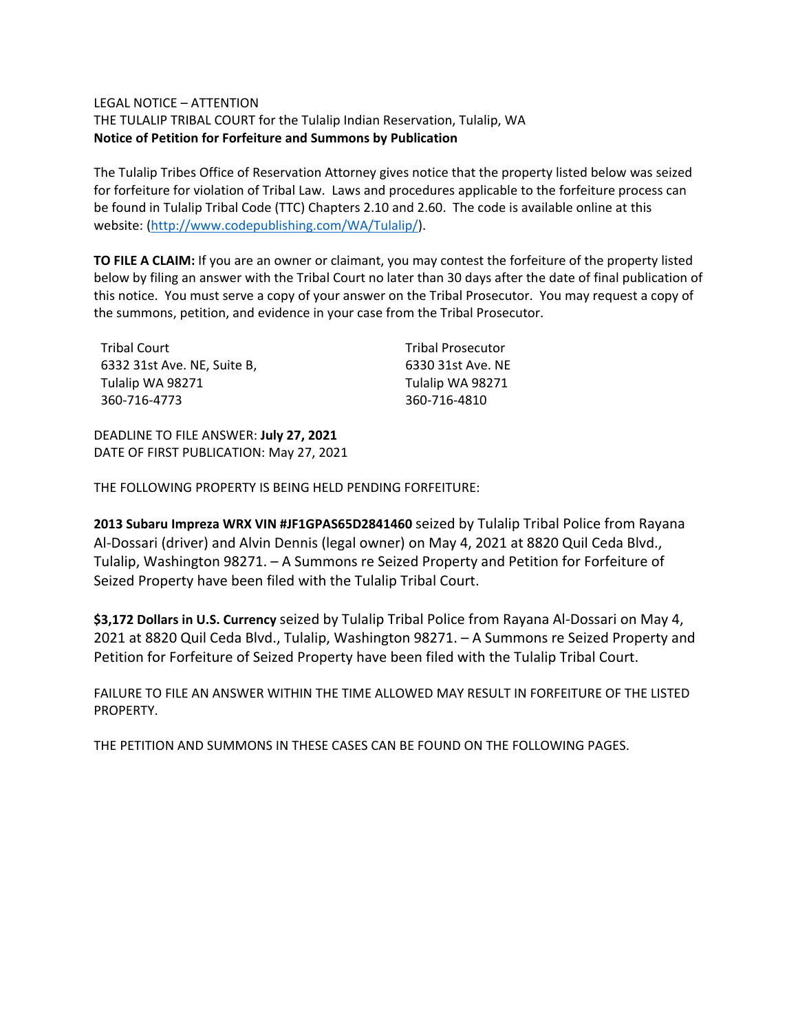LEGAL NOTICE – ATTENTION

THE TULALIP TRIBAL COURT for the Tulalip Indian Reservation, Tulalip, WA

**Notice of Petition for Forfeiture and Summons by Publication**

The Tulalip Tribes Office of Reservation Attorney gives notice that the property listed below was seized for forfeiture for violation of Tribal Law. Laws and procedures applicable to the forfeiture process can be found in Tulalip Tribal Code (TTC) Chapters 2.10 and 2.60. The code is available online at this website: (http://www.codepublishing.com/WA/Tulalip/).

**TO FILE A CLAIM:** If you are an owner or claimant, you may contest the forfeiture of the property listed below by filing an answer with the Tribal Court no later than 30 days after the date of final publication of this notice. You must serve a copy of your answer on the Tribal Prosecutor. You may request a copy of the summons, petition, and evidence in your case from the Tribal Prosecutor.

Tribal Court
6332 31st Ave. NE, Suite B,
Tulalip WA 98271
360-716-4773

Tribal Prosecutor
6330 31st Ave. NE
Tulalip WA 98271
360-716-4810

DEADLINE TO FILE ANSWER: **July 27, 2021**
DATE OF FIRST PUBLICATION: May 27, 2021

THE FOLLOWING PROPERTY IS BEING HELD PENDING FORFEITURE:

**2013 Subaru Impreza WRX VIN #JF1GPAS65D2841460** seized by Tulalip Tribal Police from Rayana Al-Dossari (driver) and Alvin Dennis (legal owner) on May 4, 2021 at 8820 Quil Ceda Blvd., Tulalip, Washington 98271. – A Summons re Seized Property and Petition for Forfeiture of Seized Property have been filed with the Tulalip Tribal Court.

**$3,172 Dollars in U.S. Currency** seized by Tulalip Tribal Police from Rayana Al-Dossari on May 4, 2021 at 8820 Quil Ceda Blvd., Tulalip, Washington 98271. – A Summons re Seized Property and Petition for Forfeiture of Seized Property have been filed with the Tulalip Tribal Court.

FAILURE TO FILE AN ANSWER WITHIN THE TIME ALLOWED MAY RESULT IN FORFEITURE OF THE LISTED PROPERTY.

THE PETITION AND SUMMONS IN THESE CASES CAN BE FOUND ON THE FOLLOWING PAGES.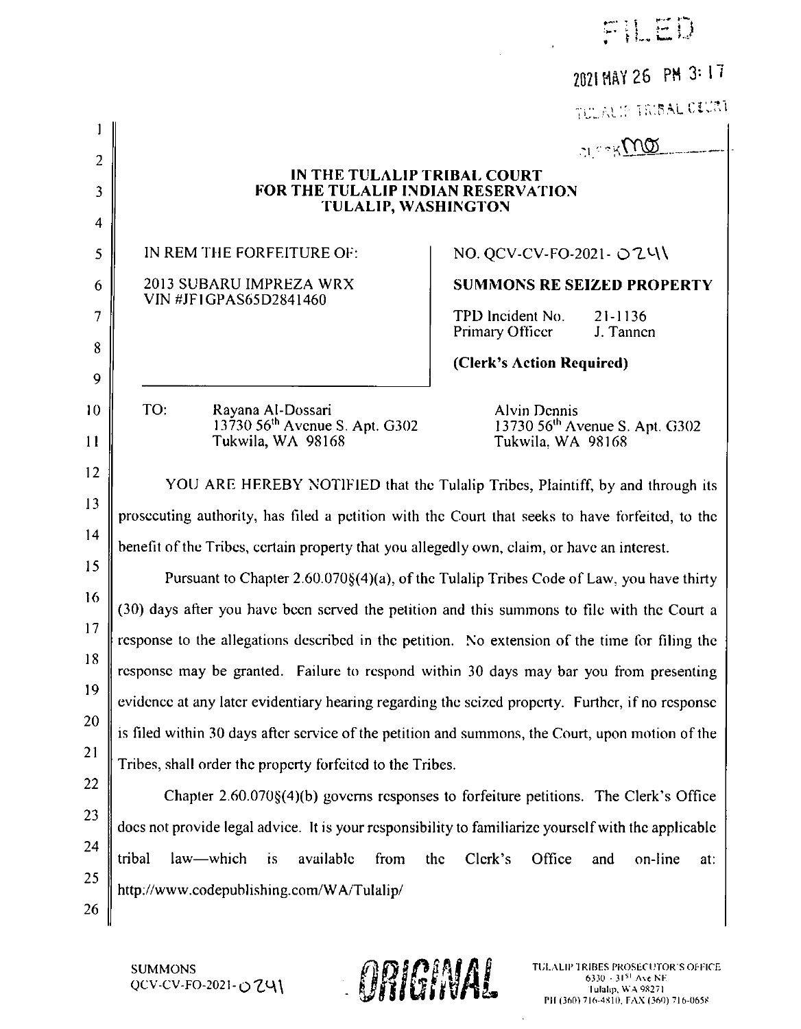FILED

2021 MAY 26 PM 3:17

TULALIP TRIBAL COURT

CLERK MO

**IN THE TULALIP TRIBAL COURT**
**FOR THE TULALIP INDIAN RESERVATION**
**TULALIP, WASHINGTON**

| | |
|---|---|
| IN REM THE FORFEITURE OF:<br><br>2013 SUBARU IMPREZA WRX<br>VIN #JF1GPAS65D2841460 | NO. QCV-CV-FO-2021- 0241<br><br>**SUMMONS RE SEIZED PROPERTY**<br><br>TPD Incident No. 21-1136<br>Primary Officer J. Tannen<br><br>**(Clerk's Action Required)** |

TO: Rayana Al-Dossari
13730 56th Avenue S. Apt. G302
Tukwila, WA 98168

Alvin Dennis
13730 56th Avenue S. Apt. G302
Tukwila, WA 98168

YOU ARE HEREBY NOTIFIED that the Tulalip Tribes, Plaintiff, by and through its prosecuting authority, has filed a petition with the Court that seeks to have forfeited, to the benefit of the Tribes, certain property that you allegedly own, claim, or have an interest.

Pursuant to Chapter 2.60.070§(4)(a), of the Tulalip Tribes Code of Law, you have thirty (30) days after you have been served the petition and this summons to file with the Court a response to the allegations described in the petition. No extension of the time for filing the response may be granted. Failure to respond within 30 days may bar you from presenting evidence at any later evidentiary hearing regarding the seized property. Further, if no response is filed within 30 days after service of the petition and summons, the Court, upon motion of the Tribes, shall order the property forfeited to the Tribes.

Chapter 2.60.070§(4)(b) governs responses to forfeiture petitions. The Clerk's Office does not provide legal advice. It is your responsibility to familiarize yourself with the applicable tribal law—which is available from the Clerk's Office and on-line at: http://www.codepublishing.com/WA/Tulalip/

SUMMONS
QCV-CV-FO-2021-0241

ORIGINAL

TULALIP TRIBES PROSECUTOR'S OFFICE
6330 - 31st Ave NE
Tulalip, WA 98271
PH (360) 716-4810, FAX (360) 716-0658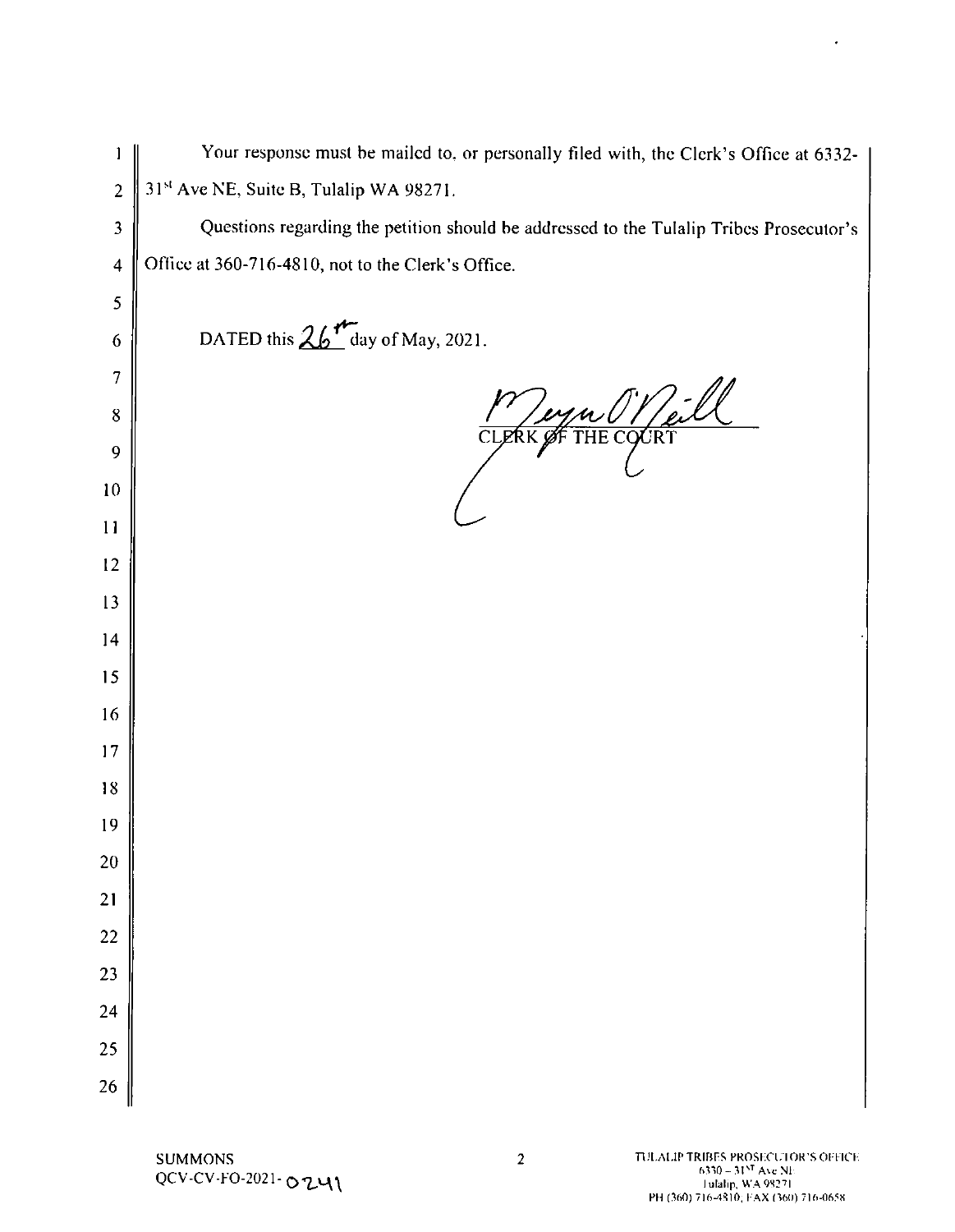Your response must be mailed to, or personally filed with, the Clerk's Office at 6332-31st Ave NE, Suite B, Tulalip WA 98271.

Questions regarding the petition should be addressed to the Tulalip Tribes Prosecutor's Office at 360-716-4810, not to the Clerk's Office.

DATED this 26th day of May, 2021.

Megan O'Neill
CLERK OF THE COURT

SUMMONS
QCV-CV-FO-2021-0241

TULALIP TRIBES PROSECUTOR'S OFFICE
6330 – 31ST Ave NE
Tulalip, WA 98271
PH (360) 716-4810, FAX (360) 716-0658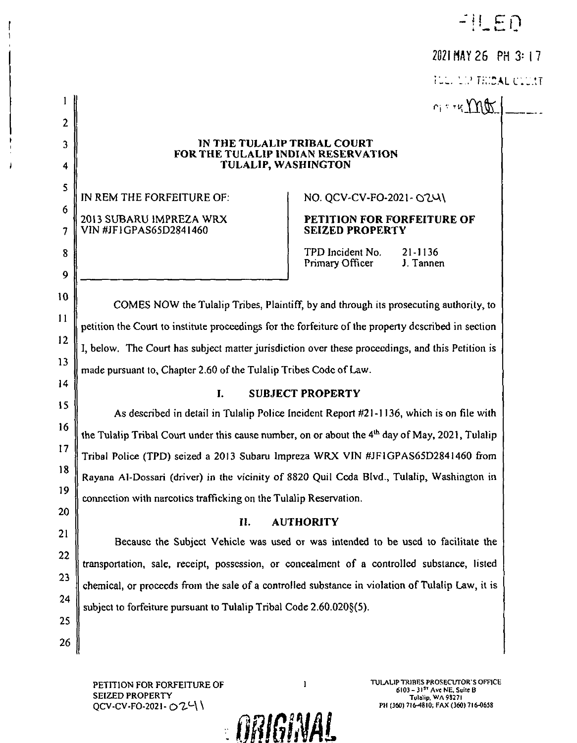FILED

2021 MAY 26 PM 3:17

TULALIP TRIBAL COURT

CLERK MB

IN THE TULALIP TRIBAL COURT
FOR THE TULALIP INDIAN RESERVATION
TULALIP, WASHINGTON

| IN REM THE FORFEITURE OF: | NO. QCV-CV-FO-2021-0241 |
|---|---|
| 2013 SUBARU IMPREZA WRX VIN #JF1GPAS65D2841460 | **PETITION FOR FORFEITURE OF SEIZED PROPERTY** |
| | TPD Incident No. 21-1136 |
| | Primary Officer J. Tannen |

COMES NOW the Tulalip Tribes, Plaintiff, by and through its prosecuting authority, to petition the Court to institute proceedings for the forfeiture of the property described in section I, below. The Court has subject matter jurisdiction over these proceedings, and this Petition is made pursuant to, Chapter 2.60 of the Tulalip Tribes Code of Law.

## I. SUBJECT PROPERTY

As described in detail in Tulalip Police Incident Report #21-1136, which is on file with the Tulalip Tribal Court under this cause number, on or about the 4th day of May, 2021, Tulalip Tribal Police (TPD) seized a 2013 Subaru Impreza WRX VIN #JF1GPAS65D2841460 from Rayana Al-Dossari (driver) in the vicinity of 8820 Quil Ceda Blvd., Tulalip, Washington in connection with narcotics trafficking on the Tulalip Reservation.

## II. AUTHORITY

Because the Subject Vehicle was used or was intended to be used to facilitate the transportation, sale, receipt, possession, or concealment of a controlled substance, listed chemical, or proceeds from the sale of a controlled substance in violation of Tulalip Law, it is subject to forfeiture pursuant to Tulalip Tribal Code 2.60.020§(5).

PETITION FOR FORFEITURE OF SEIZED PROPERTY
QCV-CV-FO-2021-0241

TULALIP TRIBES PROSECUTOR'S OFFICE
6103 – 31ST Ave NE, Suite B
Tulalip, WA 98271
PH (360) 716-4810; FAX (360) 716-0658

ORIGINAL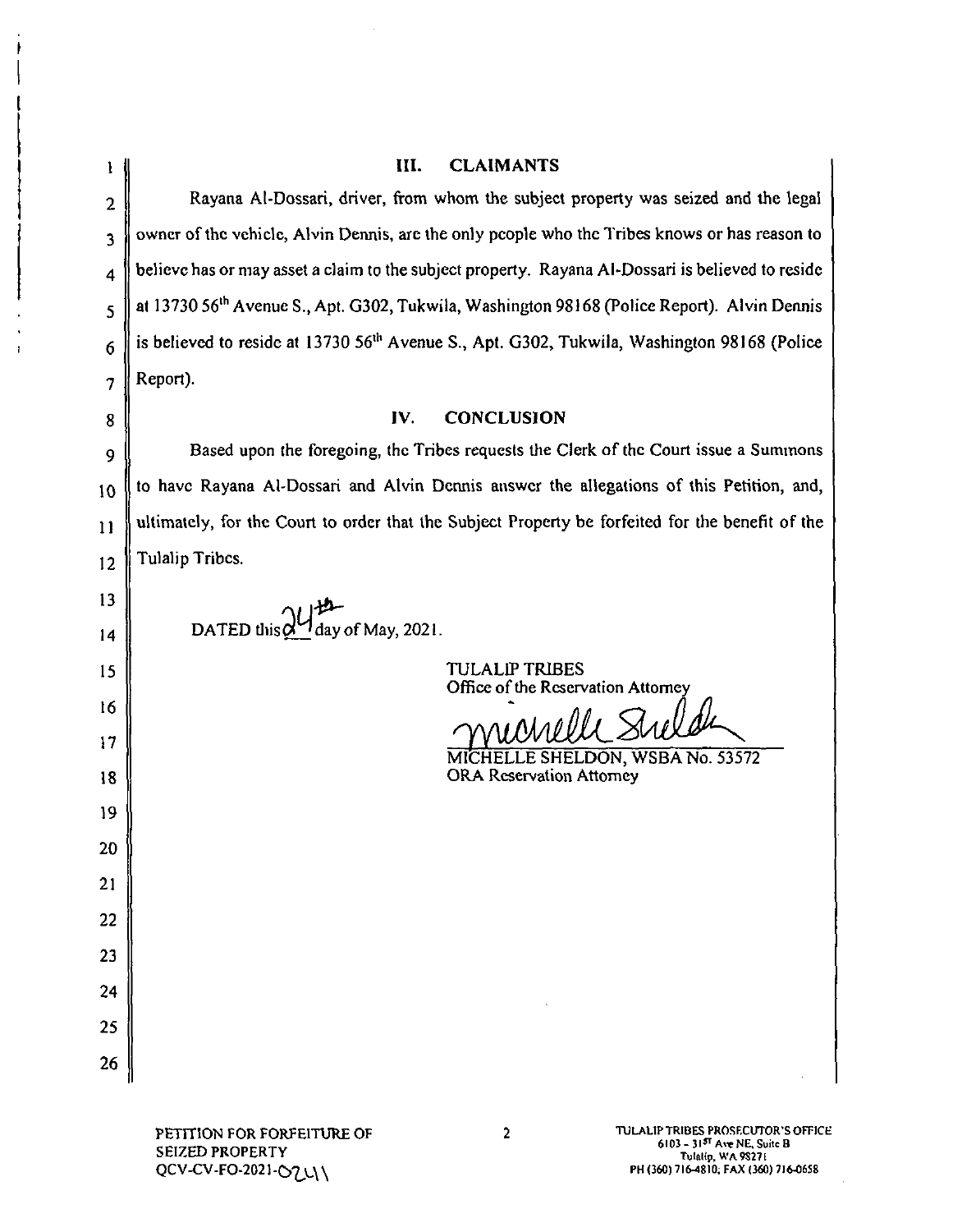## III. CLAIMANTS

Rayana Al-Dossari, driver, from whom the subject property was seized and the legal owner of the vehicle, Alvin Dennis, are the only people who the Tribes knows or has reason to believe has or may asset a claim to the subject property. Rayana Al-Dossari is believed to reside at 13730 56th Avenue S., Apt. G302, Tukwila, Washington 98168 (Police Report). Alvin Dennis is believed to reside at 13730 56th Avenue S., Apt. G302, Tukwila, Washington 98168 (Police Report).

## IV. CONCLUSION

Based upon the foregoing, the Tribes requests the Clerk of the Court issue a Summons to have Rayana Al-Dossari and Alvin Dennis answer the allegations of this Petition, and, ultimately, for the Court to order that the Subject Property be forfeited for the benefit of the Tulalip Tribes.

DATED this 24th day of May, 2021.

TULALIP TRIBES
Office of the Reservation Attorney

Michelle Sheldon

MICHELLE SHELDON, WSBA No. 53572
ORA Reservation Attorney

PETITION FOR FORFEITURE OF SEIZED PROPERTY
QCV-CV-FO-2021-0241

TULALIP TRIBES PROSECUTOR'S OFFICE
6103 - 31ST Ave NE, Suite B
Tulalip, WA 98271
PH (360) 716-4810; FAX (360) 716-0658